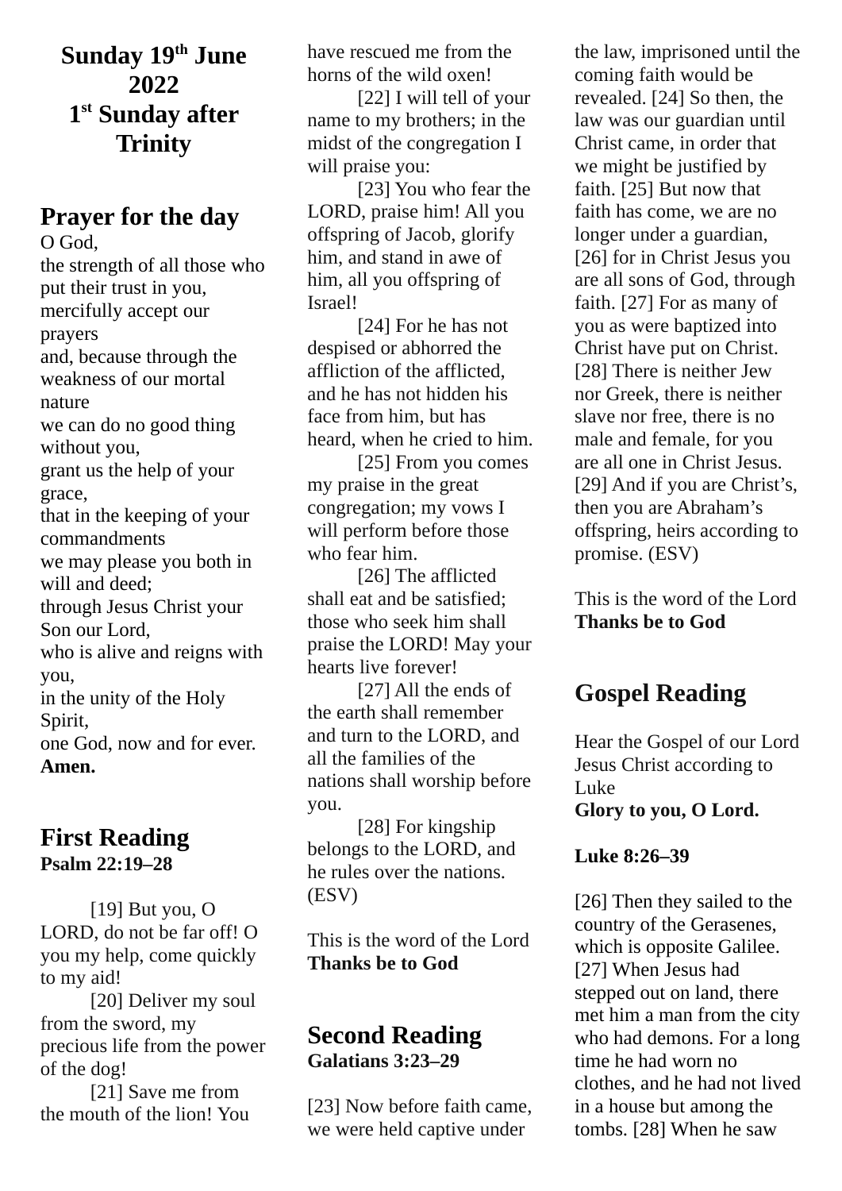# Sunday 19th June 2022
# 1st Sunday after Trinity

## Prayer for the day

O God,
the strength of all those who put their trust in you,
mercifully accept our prayers
and, because through the weakness of our mortal nature
we can do no good thing without you,
grant us the help of your grace,
that in the keeping of your commandments
we may please you both in will and deed;
through Jesus Christ your Son our Lord,
who is alive and reigns with you,
in the unity of the Holy Spirit,
one God, now and for ever.
**Amen.**

## First Reading

**Psalm 22:19–28**

[19] But you, O LORD, do not be far off! O you my help, come quickly to my aid!

[20] Deliver my soul from the sword, my precious life from the power of the dog!

[21] Save me from the mouth of the lion! You have rescued me from the horns of the wild oxen!

[22] I will tell of your name to my brothers; in the midst of the congregation I will praise you:

[23] You who fear the LORD, praise him! All you offspring of Jacob, glorify him, and stand in awe of him, all you offspring of Israel!

[24] For he has not despised or abhorred the affliction of the afflicted, and he has not hidden his face from him, but has heard, when he cried to him.

[25] From you comes my praise in the great congregation; my vows I will perform before those who fear him.

[26] The afflicted shall eat and be satisfied; those who seek him shall praise the LORD! May your hearts live forever!

[27] All the ends of the earth shall remember and turn to the LORD, and all the families of the nations shall worship before you.

[28] For kingship belongs to the LORD, and he rules over the nations. (ESV)

This is the word of the Lord
**Thanks be to God**

## Second Reading

**Galatians 3:23–29**

[23] Now before faith came, we were held captive under the law, imprisoned until the coming faith would be revealed. [24] So then, the law was our guardian until Christ came, in order that we might be justified by faith. [25] But now that faith has come, we are no longer under a guardian, [26] for in Christ Jesus you are all sons of God, through faith. [27] For as many of you as were baptized into Christ have put on Christ. [28] There is neither Jew nor Greek, there is neither slave nor free, there is no male and female, for you are all one in Christ Jesus. [29] And if you are Christ's, then you are Abraham's offspring, heirs according to promise. (ESV)

This is the word of the Lord
**Thanks be to God**

## Gospel Reading

Hear the Gospel of our Lord Jesus Christ according to Luke
**Glory to you, O Lord.**

**Luke 8:26–39**

[26] Then they sailed to the country of the Gerasenes, which is opposite Galilee. [27] When Jesus had stepped out on land, there met him a man from the city who had demons. For a long time he had worn no clothes, and he had not lived in a house but among the tombs. [28] When he saw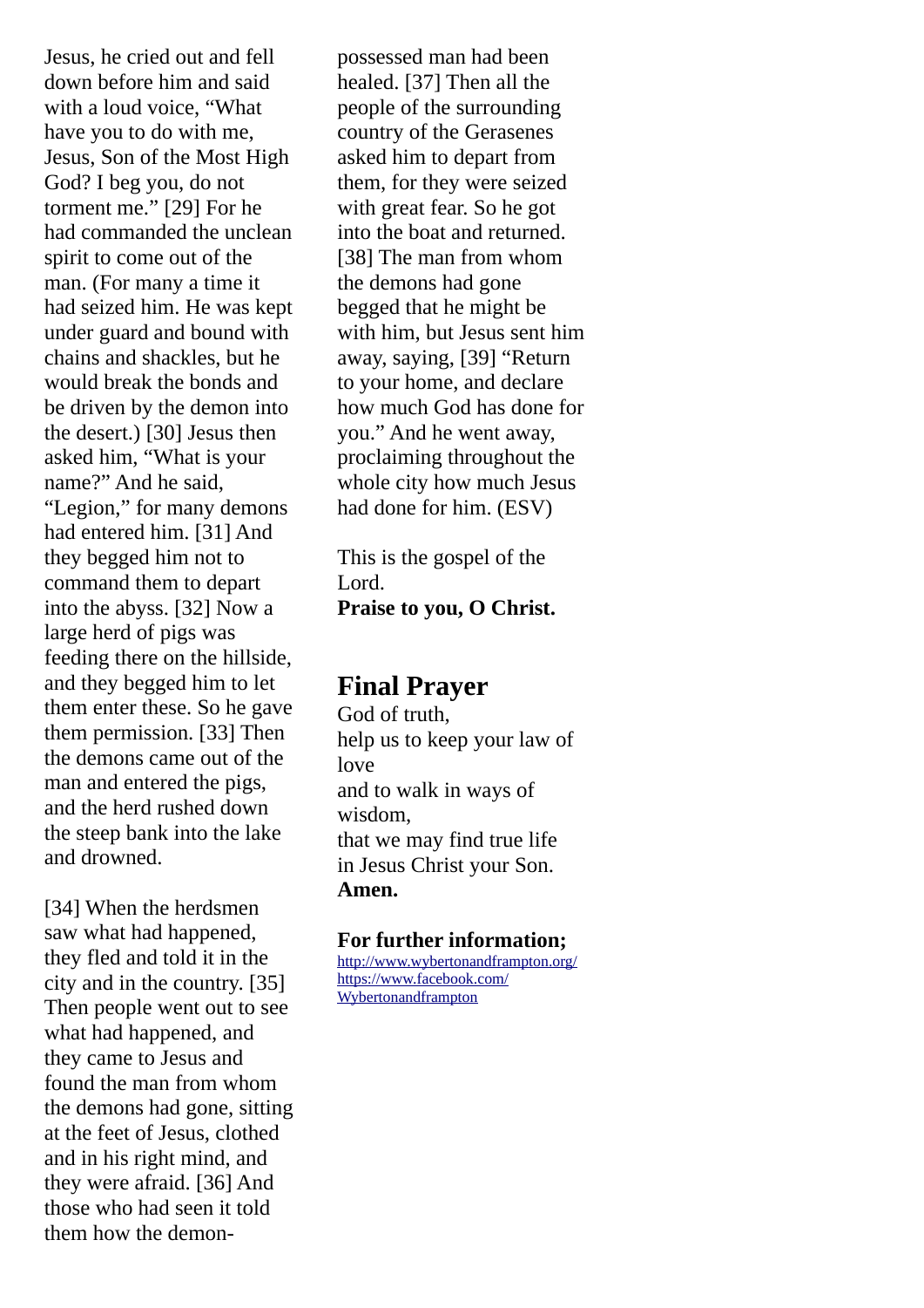Jesus, he cried out and fell down before him and said with a loud voice, “What have you to do with me, Jesus, Son of the Most High God? I beg you, do not torment me.” [29] For he had commanded the unclean spirit to come out of the man. (For many a time it had seized him. He was kept under guard and bound with chains and shackles, but he would break the bonds and be driven by the demon into the desert.) [30] Jesus then asked him, “What is your name?” And he said, “Legion,” for many demons had entered him. [31] And they begged him not to command them to depart into the abyss. [32] Now a large herd of pigs was feeding there on the hillside, and they begged him to let them enter these. So he gave them permission. [33] Then the demons came out of the man and entered the pigs, and the herd rushed down the steep bank into the lake and drowned.

[34] When the herdsmen saw what had happened, they fled and told it in the city and in the country. [35] Then people went out to see what had happened, and they came to Jesus and found the man from whom the demons had gone, sitting at the feet of Jesus, clothed and in his right mind, and they were afraid. [36] And those who had seen it told them how the demon-possessed man had been healed. [37] Then all the people of the surrounding country of the Gerasenes asked him to depart from them, for they were seized with great fear. So he got into the boat and returned. [38] The man from whom the demons had gone begged that he might be with him, but Jesus sent him away, saying, [39] “Return to your home, and declare how much God has done for you.” And he went away, proclaiming throughout the whole city how much Jesus had done for him. (ESV)

This is the gospel of the Lord.
**Praise to you, O Christ.**

## Final Prayer

God of truth,
help us to keep your law of love
and to walk in ways of wisdom,
that we may find true life
in Jesus Christ your Son.
**Amen.**

**For further information;**
http://www.wybertonandframpton.org/
https://www.facebook.com/Wybertonandframpton